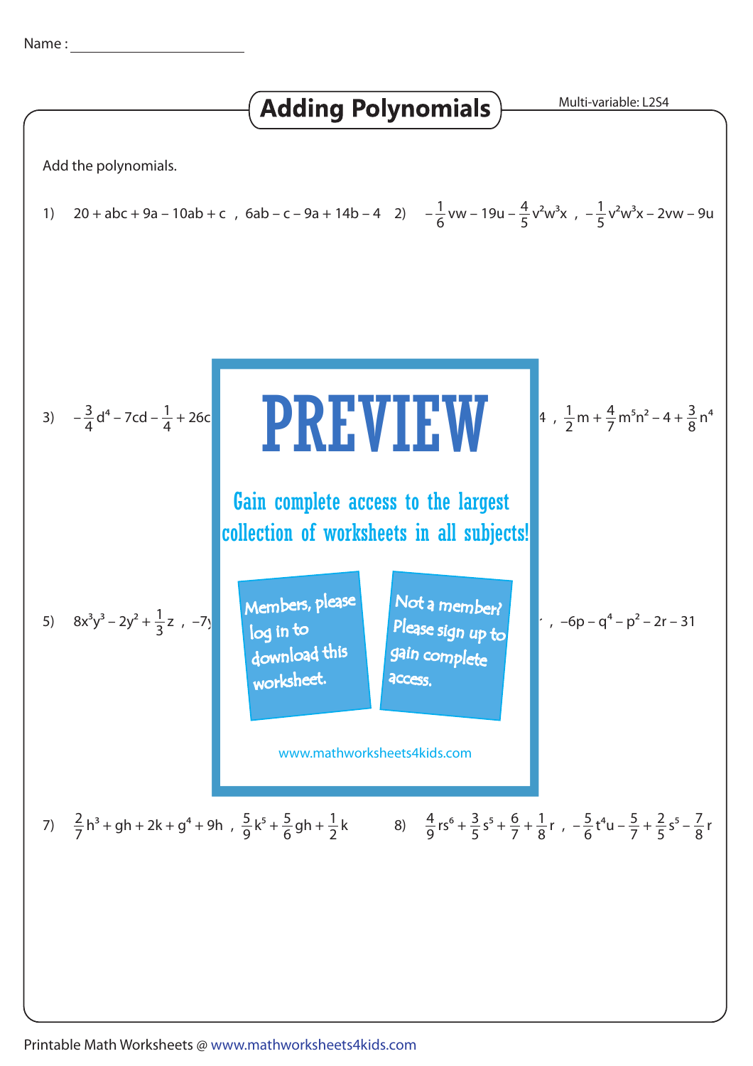Name : ______________________

# Adding Polynomials

Multi-variable: L2S4

Add the polynomials.

1) $20 + abc + 9a - 10ab + c$ , $6ab - c - 9a + 14b - 4$

2) $-\frac{1}{6}vw - 19u - \frac{4}{5}v^2w^3x$ , $-\frac{1}{5}v^2w^3x - 2vw - 9u$

3) $-\frac{3}{4}d^4 - 7cd - \frac{1}{4} + 26c$

4) $4$ , $\frac{1}{2}m + \frac{4}{7}m^5n^2 - 4 + \frac{3}{8}n^4$

5) $8x^3y^3 - 2y^2 + \frac{1}{3}z$ , $-7y$

6) , $-6p - q^4 - p^2 - 2r - 31$

PREVIEW

Gain complete access to the largest collection of worksheets in all subjects!

Members, please log in to download this worksheet.

Not a member? Please sign up to gain complete access.

www.mathworksheets4kids.com

7) $\frac{2}{7}h^3 + gh + 2k + g^4 + 9h$ , $\frac{5}{9}k^5 + \frac{5}{6}gh + \frac{1}{2}k$

8) $\frac{4}{9}rs^6 + \frac{3}{5}s^5 + \frac{6}{7} + \frac{1}{8}r$ , $-\frac{5}{6}t^4u - \frac{5}{7} + \frac{2}{5}s^5 - \frac{7}{8}r$

Printable Math Worksheets @ www.mathworksheets4kids.com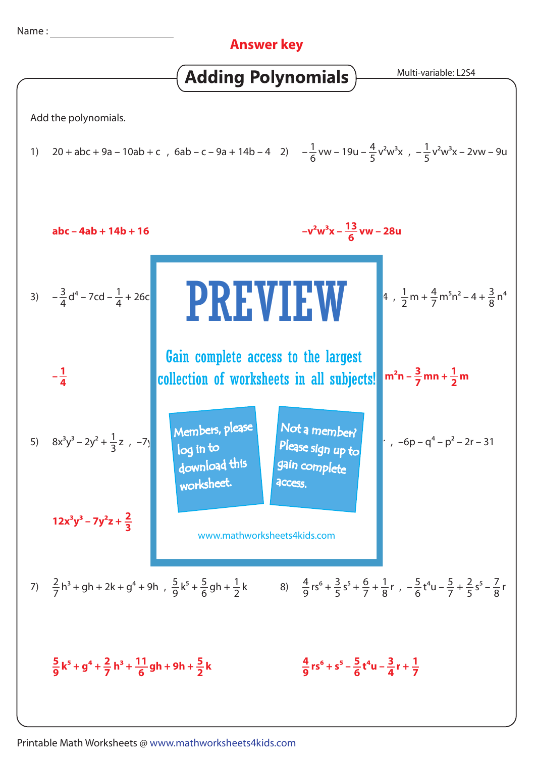Name : ____________________

**Answer key**

# Adding Polynomials

Multi-variable: L2S4

Add the polynomials.

1) $20 + abc + 9a - 10ab + c$ , $6ab - c - 9a + 14b - 4$

**$abc - 4ab + 14b + 16$**

2) $-\frac{1}{6}vw - 19u - \frac{4}{5}v^2w^3x$ , $-\frac{1}{5}v^2w^3x - 2vw - 9u$

**$-v^2w^3x - \frac{13}{6}vw - 28u$**

3) $-\frac{3}{4}d^4 - 7cd - \frac{1}{4} + 26c$

**$-\frac{1}{4}$**

4) $4$ , $\frac{1}{2}m + \frac{4}{7}m^5n^2 - 4 + \frac{3}{8}n^4$

**$m^2n - \frac{3}{7}mn + \frac{1}{2}m$**

5) $8x^3y^3 - 2y^2 + \frac{1}{3}z$ , $-7y$

**$12x^3y^3 - 7y^2z + \frac{2}{3}$**

6) , $-6p - q^4 - p^2 - 2r - 31$

PREVIEW

Gain complete access to the largest collection of worksheets in all subjects!

Members, please log in to download this worksheet.

Not a member? Please sign up to gain complete access.

www.mathworksheets4kids.com

7) $\frac{2}{7}h^3 + gh + 2k + g^4 + 9h$ , $\frac{5}{9}k^5 + \frac{5}{6}gh + \frac{1}{2}k$

**$\frac{5}{9}k^5 + g^4 + \frac{2}{7}h^3 + \frac{11}{6}gh + 9h + \frac{5}{2}k$**

8) $\frac{4}{9}rs^6 + \frac{3}{5}s^5 + \frac{6}{7} + \frac{1}{8}r$ , $-\frac{5}{6}t^4u - \frac{5}{7} + \frac{2}{5}s^5 - \frac{7}{8}r$

**$\frac{4}{9}rs^6 + s^5 - \frac{5}{6}t^4u - \frac{3}{4}r + \frac{1}{7}$**

Printable Math Worksheets @ www.mathworksheets4kids.com